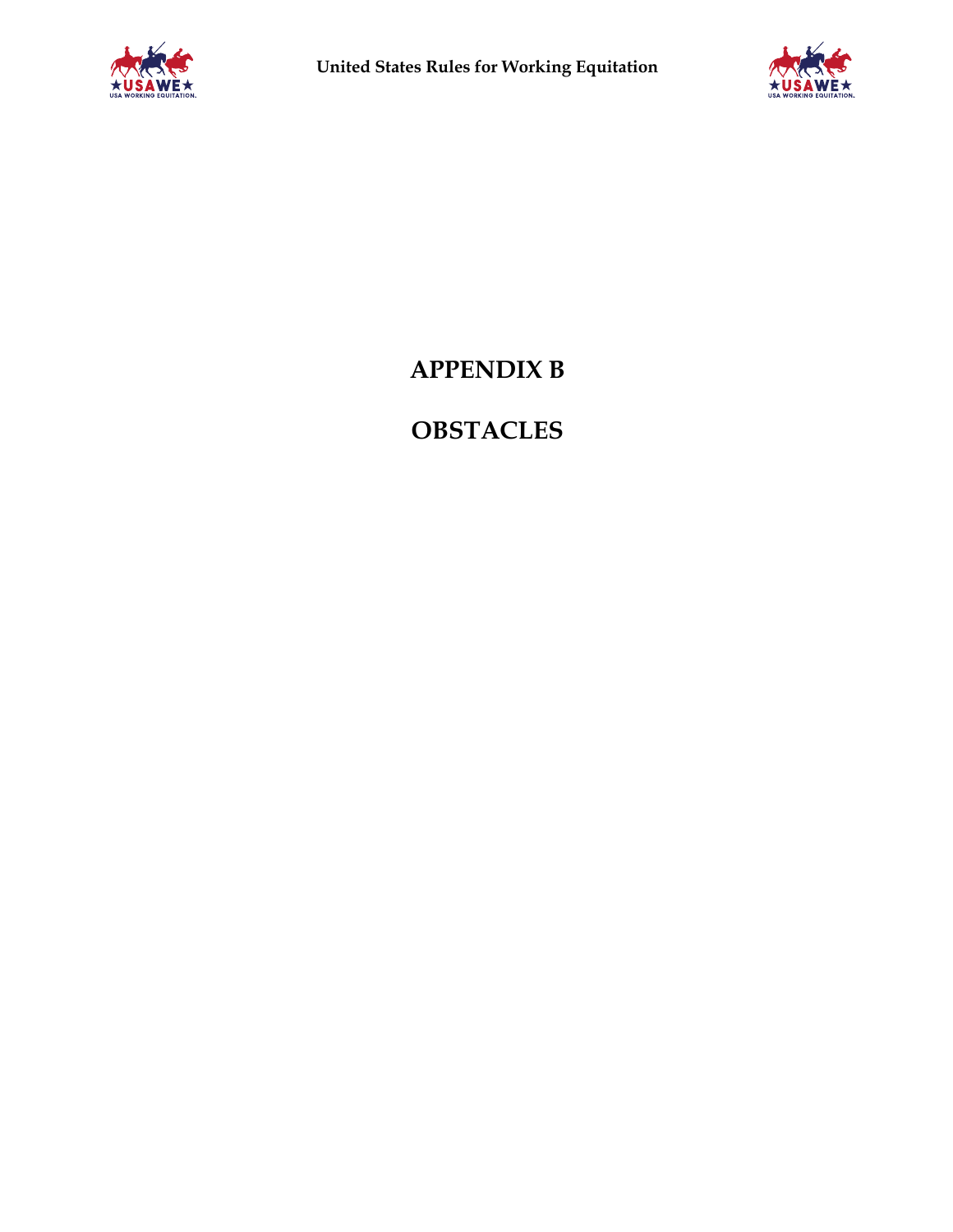# APPENDIX B

# OBSTACLES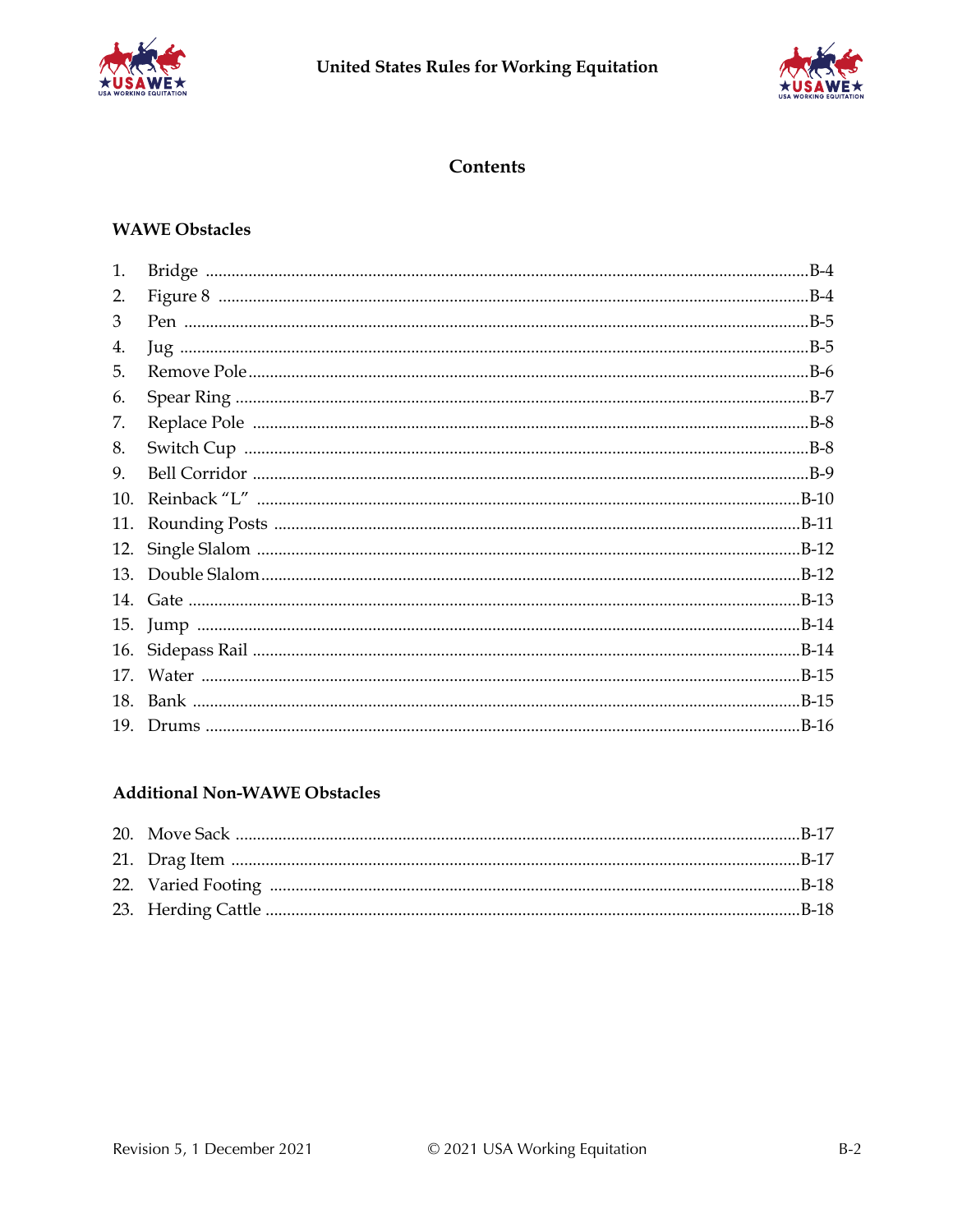## Contents

### WAWE Obstacles

1. Bridge ........ B-4
2. Figure 8 ........ B-4
3 Pen ........ B-5
4. Jug ........ B-5
5. Remove Pole ........ B-6
6. Spear Ring ........ B-7
7. Replace Pole ........ B-8
8. Switch Cup ........ B-8
9. Bell Corridor ........ B-9
10. Reinback "L" ........ B-10
11. Rounding Posts ........ B-11
12. Single Slalom ........ B-12
13. Double Slalom ........ B-12
14. Gate ........ B-13
15. Jump ........ B-14
16. Sidepass Rail ........ B-14
17. Water ........ B-15
18. Bank ........ B-15
19. Drums ........ B-16

### Additional Non-WAWE Obstacles

20. Move Sack ........ B-17
21. Drag Item ........ B-17
22. Varied Footing ........ B-18
23. Herding Cattle ........ B-18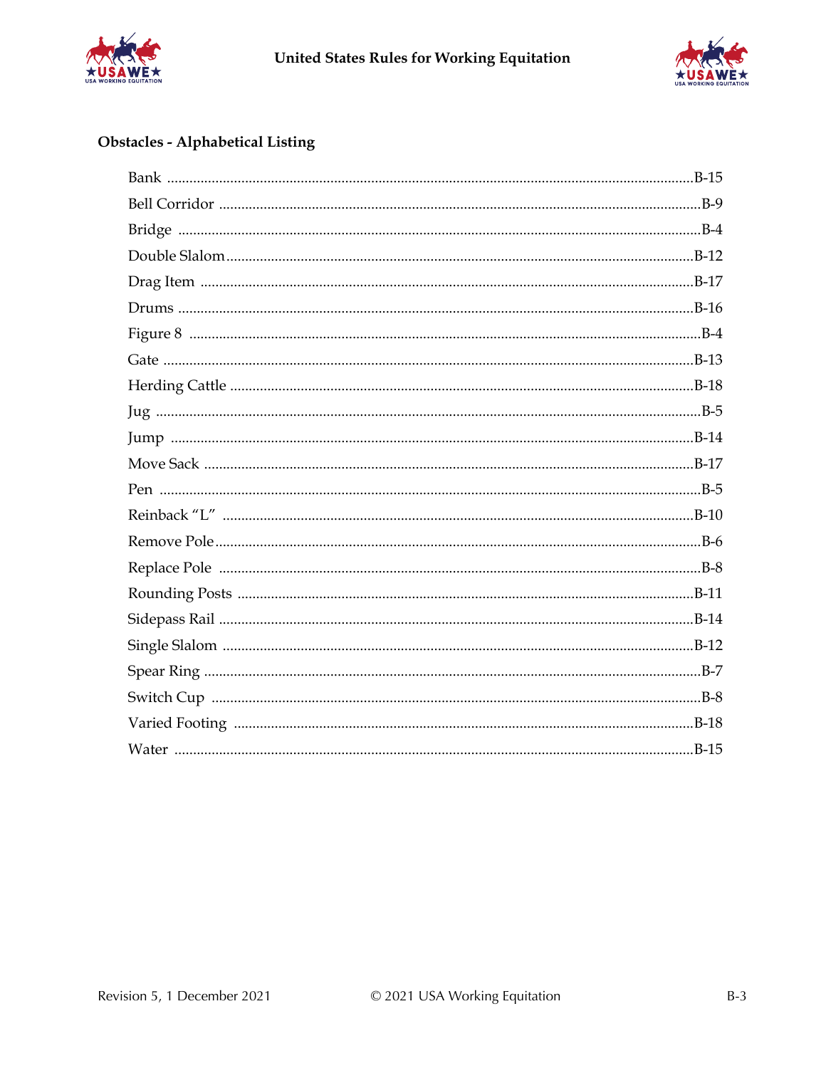## Obstacles - Alphabetical Listing

- Bank ........ B-15
- Bell Corridor ........ B-9
- Bridge ........ B-4
- Double Slalom ........ B-12
- Drag Item ........ B-17
- Drums ........ B-16
- Figure 8 ........ B-4
- Gate ........ B-13
- Herding Cattle ........ B-18
- Jug ........ B-5
- Jump ........ B-14
- Move Sack ........ B-17
- Pen ........ B-5
- Reinback "L" ........ B-10
- Remove Pole ........ B-6
- Replace Pole ........ B-8
- Rounding Posts ........ B-11
- Sidepass Rail ........ B-14
- Single Slalom ........ B-12
- Spear Ring ........ B-7
- Switch Cup ........ B-8
- Varied Footing ........ B-18
- Water ........ B-15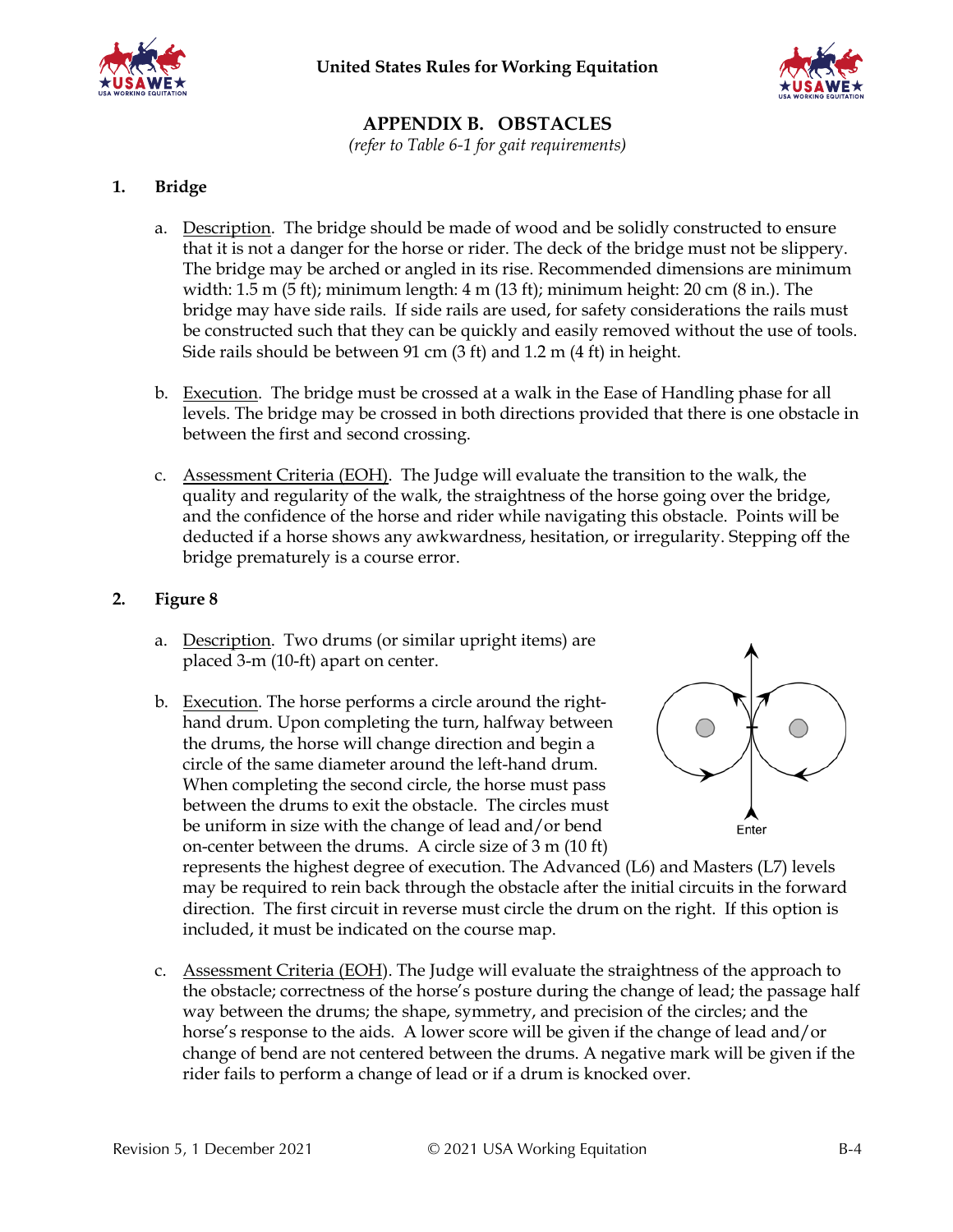# APPENDIX B. OBSTACLES

*(refer to Table 6-1 for gait requirements)*

## 1. Bridge

a. Description. The bridge should be made of wood and be solidly constructed to ensure that it is not a danger for the horse or rider. The deck of the bridge must not be slippery. The bridge may be arched or angled in its rise. Recommended dimensions are minimum width: 1.5 m (5 ft); minimum length: 4 m (13 ft); minimum height: 20 cm (8 in.). The bridge may have side rails. If side rails are used, for safety considerations the rails must be constructed such that they can be quickly and easily removed without the use of tools. Side rails should be between 91 cm (3 ft) and 1.2 m (4 ft) in height.

b. Execution. The bridge must be crossed at a walk in the Ease of Handling phase for all levels. The bridge may be crossed in both directions provided that there is one obstacle in between the first and second crossing.

c. Assessment Criteria (EOH). The Judge will evaluate the transition to the walk, the quality and regularity of the walk, the straightness of the horse going over the bridge, and the confidence of the horse and rider while navigating this obstacle. Points will be deducted if a horse shows any awkwardness, hesitation, or irregularity. Stepping off the bridge prematurely is a course error.

## 2. Figure 8

a. Description. Two drums (or similar upright items) are placed 3-m (10-ft) apart on center.

b. Execution. The horse performs a circle around the right-hand drum. Upon completing the turn, halfway between the drums, the horse will change direction and begin a circle of the same diameter around the left-hand drum. When completing the second circle, the horse must pass between the drums to exit the obstacle. The circles must be uniform in size with the change of lead and/or bend on-center between the drums. A circle size of 3 m (10 ft) represents the highest degree of execution. The Advanced (L6) and Masters (L7) levels may be required to rein back through the obstacle after the initial circuits in the forward direction. The first circuit in reverse must circle the drum on the right. If this option is included, it must be indicated on the course map.

Enter

c. Assessment Criteria (EOH). The Judge will evaluate the straightness of the approach to the obstacle; correctness of the horse's posture during the change of lead; the passage half way between the drums; the shape, symmetry, and precision of the circles; and the horse's response to the aids. A lower score will be given if the change of lead and/or change of bend are not centered between the drums. A negative mark will be given if the rider fails to perform a change of lead or if a drum is knocked over.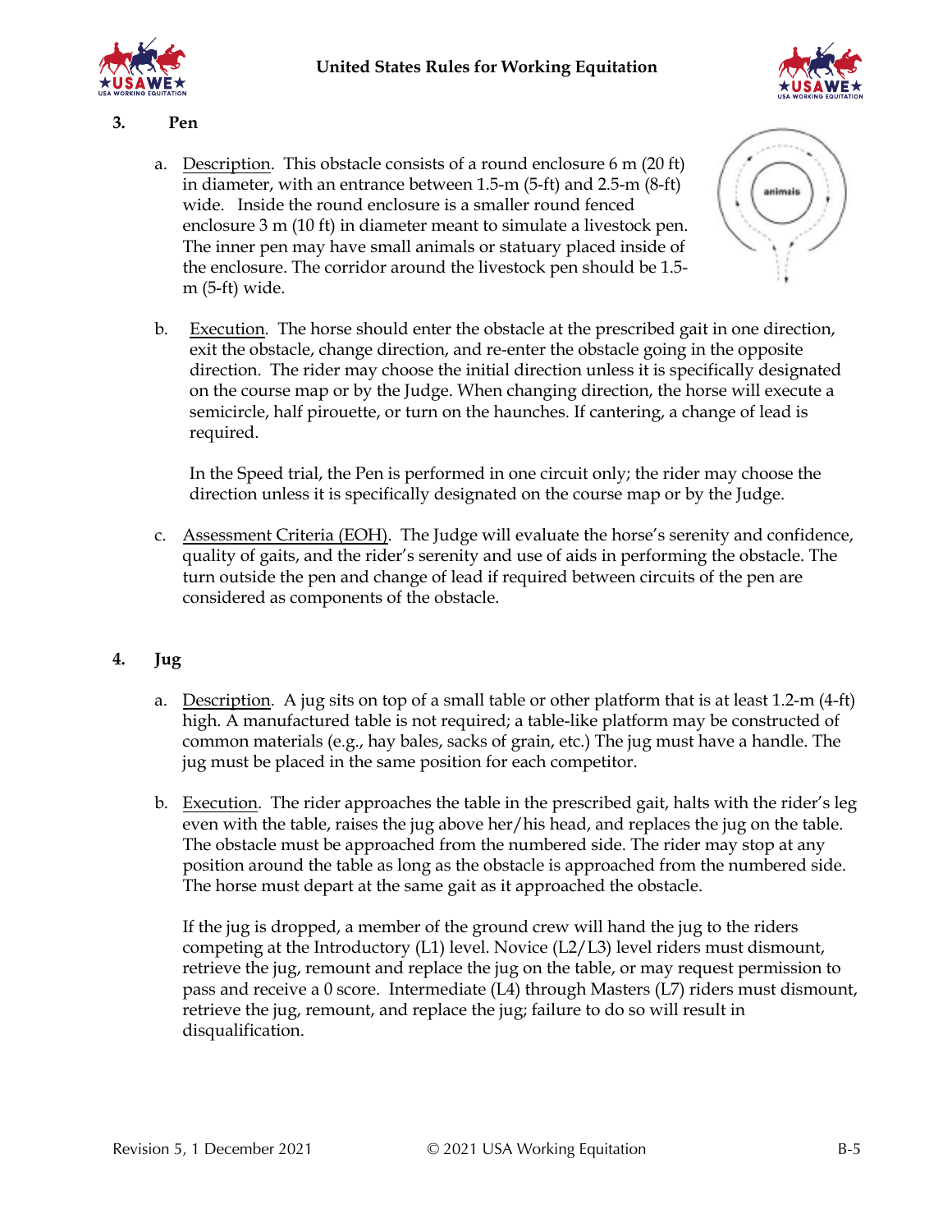### 3. Pen

a. Description. This obstacle consists of a round enclosure 6 m (20 ft) in diameter, with an entrance between 1.5-m (5-ft) and 2.5-m (8-ft) wide. Inside the round enclosure is a smaller round fenced enclosure 3 m (10 ft) in diameter meant to simulate a livestock pen. The inner pen may have small animals or statuary placed inside of the enclosure. The corridor around the livestock pen should be 1.5-m (5-ft) wide.

b. Execution. The horse should enter the obstacle at the prescribed gait in one direction, exit the obstacle, change direction, and re-enter the obstacle going in the opposite direction. The rider may choose the initial direction unless it is specifically designated on the course map or by the Judge. When changing direction, the horse will execute a semicircle, half pirouette, or turn on the haunches. If cantering, a change of lead is required.

   In the Speed trial, the Pen is performed in one circuit only; the rider may choose the direction unless it is specifically designated on the course map or by the Judge.

c. Assessment Criteria (EOH). The Judge will evaluate the horse's serenity and confidence, quality of gaits, and the rider's serenity and use of aids in performing the obstacle. The turn outside the pen and change of lead if required between circuits of the pen are considered as components of the obstacle.

### 4. Jug

a. Description. A jug sits on top of a small table or other platform that is at least 1.2-m (4-ft) high. A manufactured table is not required; a table-like platform may be constructed of common materials (e.g., hay bales, sacks of grain, etc.) The jug must have a handle. The jug must be placed in the same position for each competitor.

b. Execution. The rider approaches the table in the prescribed gait, halts with the rider's leg even with the table, raises the jug above her/his head, and replaces the jug on the table. The obstacle must be approached from the numbered side. The rider may stop at any position around the table as long as the obstacle is approached from the numbered side. The horse must depart at the same gait as it approached the obstacle.

   If the jug is dropped, a member of the ground crew will hand the jug to the riders competing at the Introductory (L1) level. Novice (L2/L3) level riders must dismount, retrieve the jug, remount and replace the jug on the table, or may request permission to pass and receive a 0 score. Intermediate (L4) through Masters (L7) riders must dismount, retrieve the jug, remount, and replace the jug; failure to do so will result in disqualification.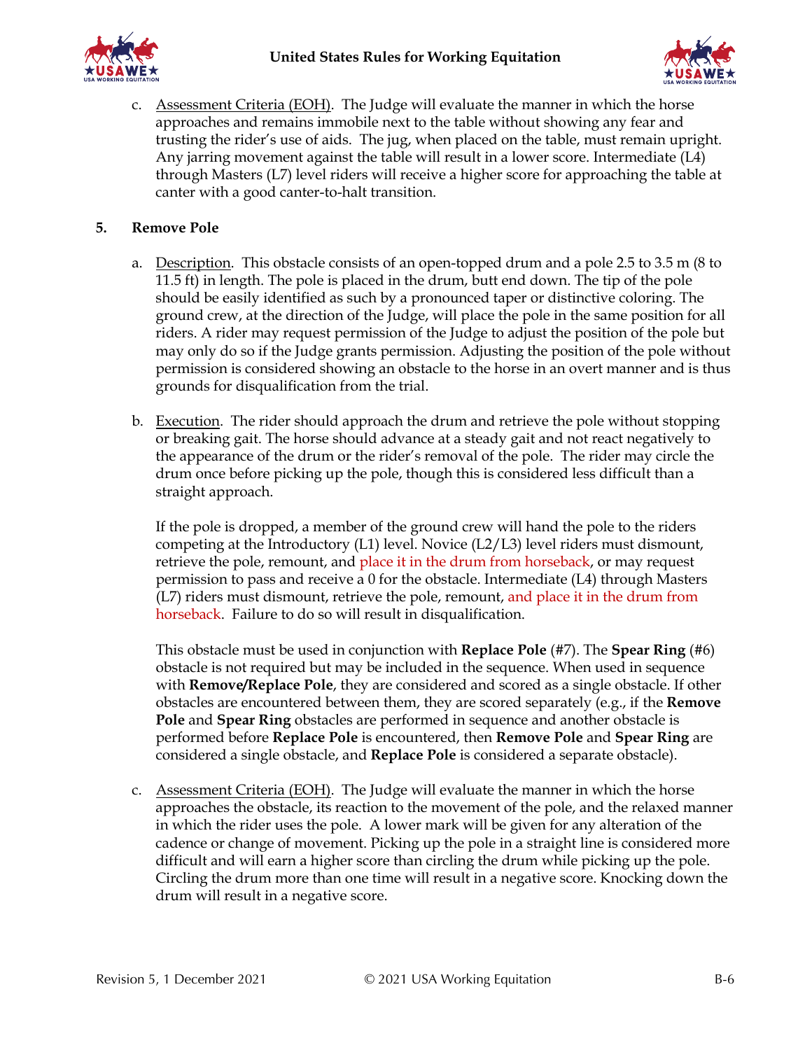c. Assessment Criteria (EOH). The Judge will evaluate the manner in which the horse approaches and remains immobile next to the table without showing any fear and trusting the rider's use of aids. The jug, when placed on the table, must remain upright. Any jarring movement against the table will result in a lower score. Intermediate (L4) through Masters (L7) level riders will receive a higher score for approaching the table at canter with a good canter-to-halt transition.

## 5. Remove Pole

a. Description. This obstacle consists of an open-topped drum and a pole 2.5 to 3.5 m (8 to 11.5 ft) in length. The pole is placed in the drum, butt end down. The tip of the pole should be easily identified as such by a pronounced taper or distinctive coloring. The ground crew, at the direction of the Judge, will place the pole in the same position for all riders. A rider may request permission of the Judge to adjust the position of the pole but may only do so if the Judge grants permission. Adjusting the position of the pole without permission is considered showing an obstacle to the horse in an overt manner and is thus grounds for disqualification from the trial.

b. Execution. The rider should approach the drum and retrieve the pole without stopping or breaking gait. The horse should advance at a steady gait and not react negatively to the appearance of the drum or the rider's removal of the pole. The rider may circle the drum once before picking up the pole, though this is considered less difficult than a straight approach.

If the pole is dropped, a member of the ground crew will hand the pole to the riders competing at the Introductory (L1) level. Novice (L2/L3) level riders must dismount, retrieve the pole, remount, and place it in the drum from horseback, or may request permission to pass and receive a 0 for the obstacle. Intermediate (L4) through Masters (L7) riders must dismount, retrieve the pole, remount, and place it in the drum from horseback. Failure to do so will result in disqualification.

This obstacle must be used in conjunction with **Replace Pole** (#7). The **Spear Ring** (#6) obstacle is not required but may be included in the sequence. When used in sequence with **Remove/Replace Pole**, they are considered and scored as a single obstacle. If other obstacles are encountered between them, they are scored separately (e.g., if the **Remove Pole** and **Spear Ring** obstacles are performed in sequence and another obstacle is performed before **Replace Pole** is encountered, then **Remove Pole** and **Spear Ring** are considered a single obstacle, and **Replace Pole** is considered a separate obstacle).

c. Assessment Criteria (EOH). The Judge will evaluate the manner in which the horse approaches the obstacle, its reaction to the movement of the pole, and the relaxed manner in which the rider uses the pole. A lower mark will be given for any alteration of the cadence or change of movement. Picking up the pole in a straight line is considered more difficult and will earn a higher score than circling the drum while picking up the pole. Circling the drum more than one time will result in a negative score. Knocking down the drum will result in a negative score.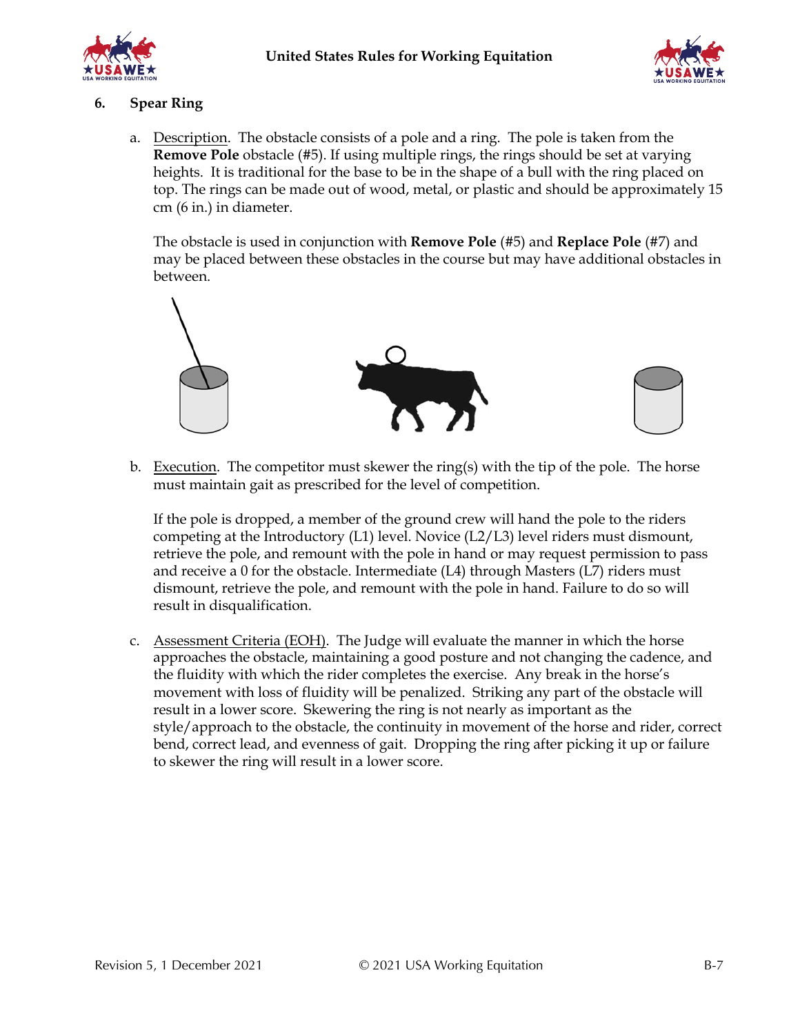## 6. Spear Ring

a. Description. The obstacle consists of a pole and a ring. The pole is taken from the **Remove Pole** obstacle (#5). If using multiple rings, the rings should be set at varying heights. It is traditional for the base to be in the shape of a bull with the ring placed on top. The rings can be made out of wood, metal, or plastic and should be approximately 15 cm (6 in.) in diameter.

   The obstacle is used in conjunction with **Remove Pole** (#5) and **Replace Pole** (#7) and may be placed between these obstacles in the course but may have additional obstacles in between.

b. Execution. The competitor must skewer the ring(s) with the tip of the pole. The horse must maintain gait as prescribed for the level of competition.

   If the pole is dropped, a member of the ground crew will hand the pole to the riders competing at the Introductory (L1) level. Novice (L2/L3) level riders must dismount, retrieve the pole, and remount with the pole in hand or may request permission to pass and receive a 0 for the obstacle. Intermediate (L4) through Masters (L7) riders must dismount, retrieve the pole, and remount with the pole in hand. Failure to do so will result in disqualification.

c. Assessment Criteria (EOH). The Judge will evaluate the manner in which the horse approaches the obstacle, maintaining a good posture and not changing the cadence, and the fluidity with which the rider completes the exercise. Any break in the horse's movement with loss of fluidity will be penalized. Striking any part of the obstacle will result in a lower score. Skewering the ring is not nearly as important as the style/approach to the obstacle, the continuity in movement of the horse and rider, correct bend, correct lead, and evenness of gait. Dropping the ring after picking it up or failure to skewer the ring will result in a lower score.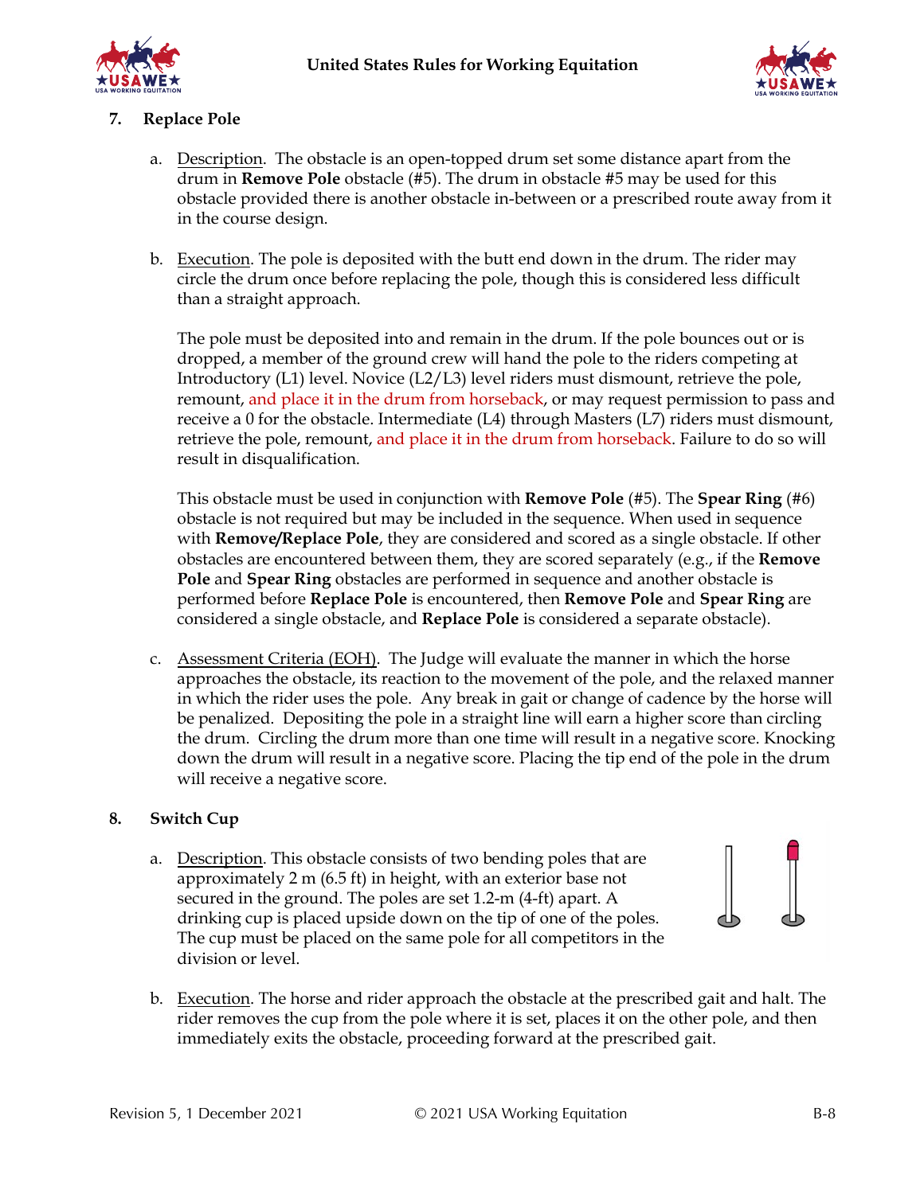## 7. Replace Pole

a. Description. The obstacle is an open-topped drum set some distance apart from the drum in **Remove Pole** obstacle (#5). The drum in obstacle #5 may be used for this obstacle provided there is another obstacle in-between or a prescribed route away from it in the course design.

b. Execution. The pole is deposited with the butt end down in the drum. The rider may circle the drum once before replacing the pole, though this is considered less difficult than a straight approach.

   The pole must be deposited into and remain in the drum. If the pole bounces out or is dropped, a member of the ground crew will hand the pole to the riders competing at Introductory (L1) level. Novice (L2/L3) level riders must dismount, retrieve the pole, remount, and place it in the drum from horseback, or may request permission to pass and receive a 0 for the obstacle. Intermediate (L4) through Masters (L7) riders must dismount, retrieve the pole, remount, and place it in the drum from horseback. Failure to do so will result in disqualification.

   This obstacle must be used in conjunction with **Remove Pole** (#5). The **Spear Ring** (#6) obstacle is not required but may be included in the sequence. When used in sequence with **Remove/Replace Pole**, they are considered and scored as a single obstacle. If other obstacles are encountered between them, they are scored separately (e.g., if the **Remove Pole** and **Spear Ring** obstacles are performed in sequence and another obstacle is performed before **Replace Pole** is encountered, then **Remove Pole** and **Spear Ring** are considered a single obstacle, and **Replace Pole** is considered a separate obstacle).

c. Assessment Criteria (EOH). The Judge will evaluate the manner in which the horse approaches the obstacle, its reaction to the movement of the pole, and the relaxed manner in which the rider uses the pole. Any break in gait or change of cadence by the horse will be penalized. Depositing the pole in a straight line will earn a higher score than circling the drum. Circling the drum more than one time will result in a negative score. Knocking down the drum will result in a negative score. Placing the tip end of the pole in the drum will receive a negative score.

## 8. Switch Cup

a. Description. This obstacle consists of two bending poles that are approximately 2 m (6.5 ft) in height, with an exterior base not secured in the ground. The poles are set 1.2-m (4-ft) apart. A drinking cup is placed upside down on the tip of one of the poles. The cup must be placed on the same pole for all competitors in the division or level.

b. Execution. The horse and rider approach the obstacle at the prescribed gait and halt. The rider removes the cup from the pole where it is set, places it on the other pole, and then immediately exits the obstacle, proceeding forward at the prescribed gait.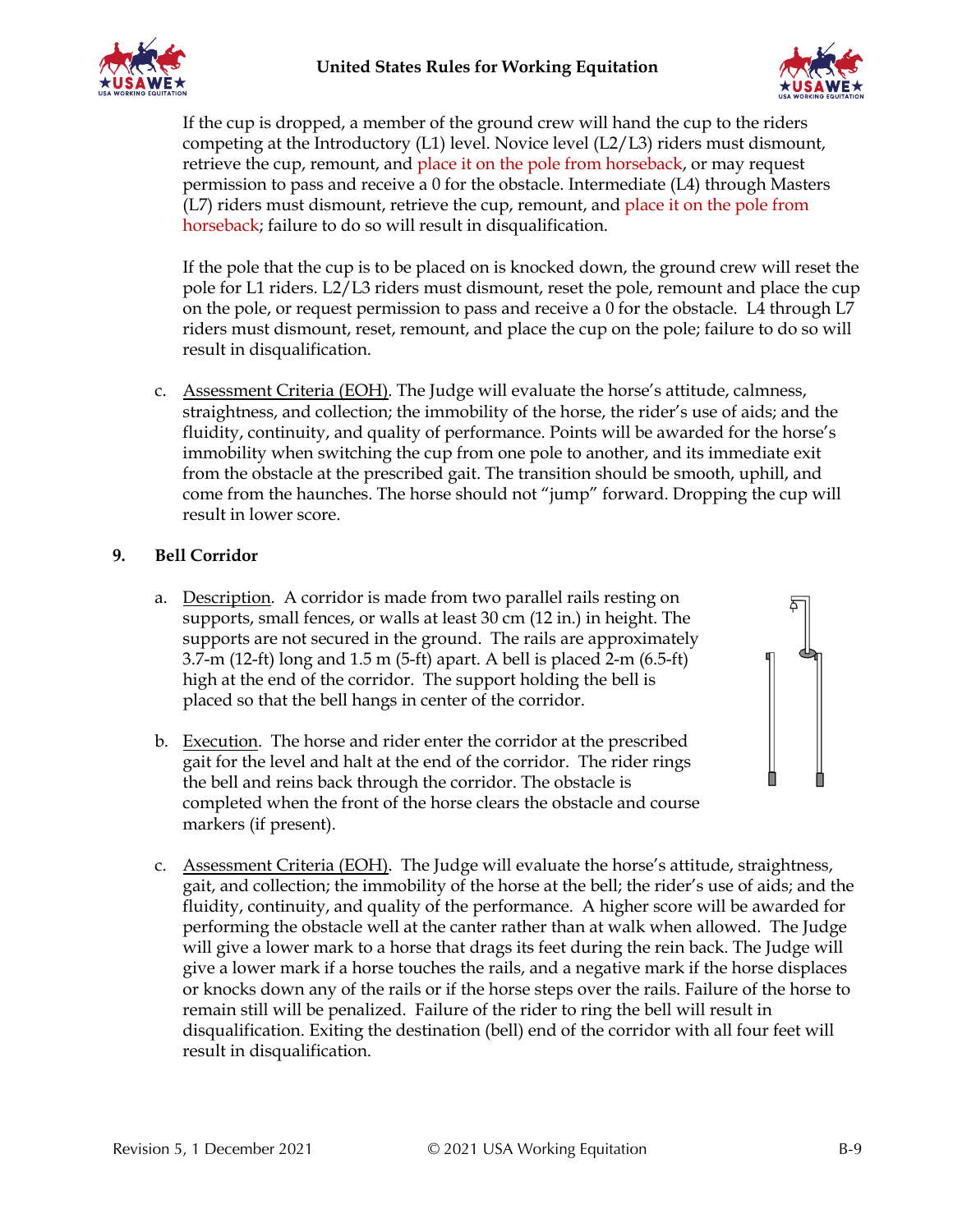If the cup is dropped, a member of the ground crew will hand the cup to the riders competing at the Introductory (L1) level. Novice level (L2/L3) riders must dismount, retrieve the cup, remount, and place it on the pole from horseback, or may request permission to pass and receive a 0 for the obstacle. Intermediate (L4) through Masters (L7) riders must dismount, retrieve the cup, remount, and place it on the pole from horseback; failure to do so will result in disqualification.

If the pole that the cup is to be placed on is knocked down, the ground crew will reset the pole for L1 riders. L2/L3 riders must dismount, reset the pole, remount and place the cup on the pole, or request permission to pass and receive a 0 for the obstacle. L4 through L7 riders must dismount, reset, remount, and place the cup on the pole; failure to do so will result in disqualification.

c. Assessment Criteria (EOH). The Judge will evaluate the horse's attitude, calmness, straightness, and collection; the immobility of the horse, the rider's use of aids; and the fluidity, continuity, and quality of performance. Points will be awarded for the horse's immobility when switching the cup from one pole to another, and its immediate exit from the obstacle at the prescribed gait. The transition should be smooth, uphill, and come from the haunches. The horse should not "jump" forward. Dropping the cup will result in lower score.

## 9. Bell Corridor

a. Description. A corridor is made from two parallel rails resting on supports, small fences, or walls at least 30 cm (12 in.) in height. The supports are not secured in the ground. The rails are approximately 3.7-m (12-ft) long and 1.5 m (5-ft) apart. A bell is placed 2-m (6.5-ft) high at the end of the corridor. The support holding the bell is placed so that the bell hangs in center of the corridor.

b. Execution. The horse and rider enter the corridor at the prescribed gait for the level and halt at the end of the corridor. The rider rings the bell and reins back through the corridor. The obstacle is completed when the front of the horse clears the obstacle and course markers (if present).

c. Assessment Criteria (EOH). The Judge will evaluate the horse's attitude, straightness, gait, and collection; the immobility of the horse at the bell; the rider's use of aids; and the fluidity, continuity, and quality of the performance. A higher score will be awarded for performing the obstacle well at the canter rather than at walk when allowed. The Judge will give a lower mark to a horse that drags its feet during the rein back. The Judge will give a lower mark if a horse touches the rails, and a negative mark if the horse displaces or knocks down any of the rails or if the horse steps over the rails. Failure of the horse to remain still will be penalized. Failure of the rider to ring the bell will result in disqualification. Exiting the destination (bell) end of the corridor with all four feet will result in disqualification.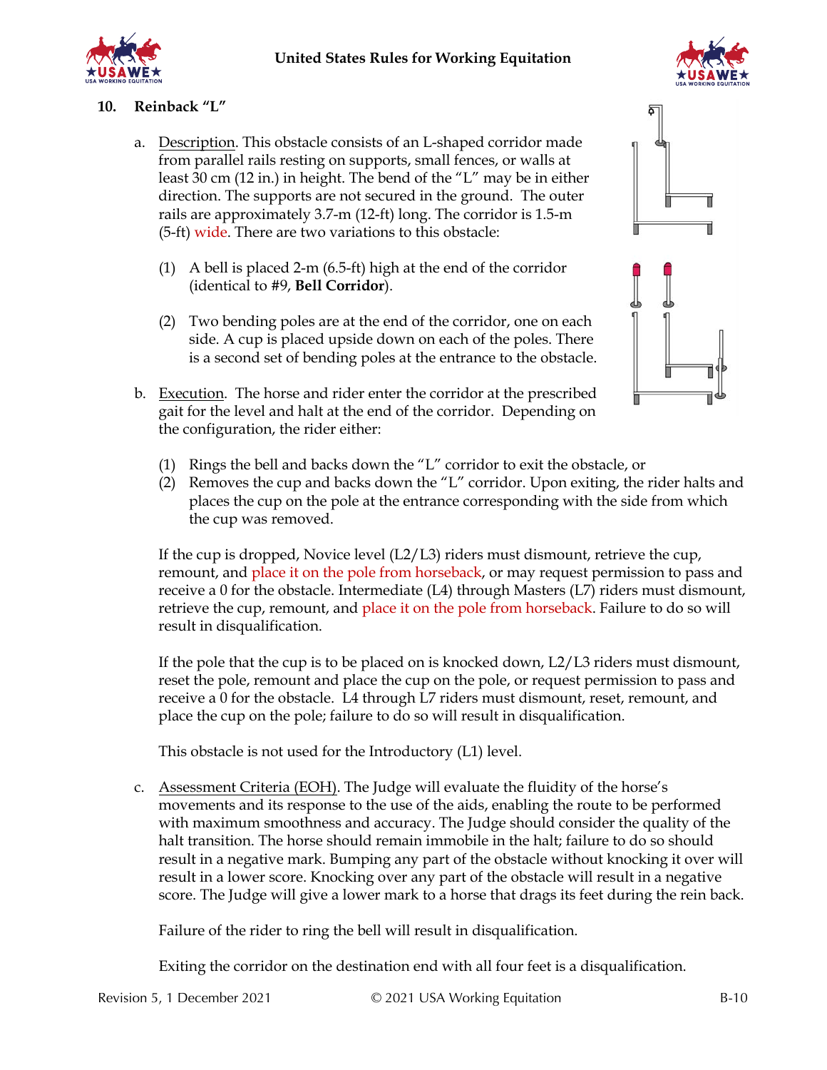## 10. Reinback "L"

a. Description. This obstacle consists of an L-shaped corridor made from parallel rails resting on supports, small fences, or walls at least 30 cm (12 in.) in height. The bend of the "L" may be in either direction. The supports are not secured in the ground. The outer rails are approximately 3.7-m (12-ft) long. The corridor is 1.5-m (5-ft) wide. There are two variations to this obstacle:

   (1) A bell is placed 2-m (6.5-ft) high at the end of the corridor (identical to #9, **Bell Corridor**).

   (2) Two bending poles are at the end of the corridor, one on each side. A cup is placed upside down on each of the poles. There is a second set of bending poles at the entrance to the obstacle.

b. Execution. The horse and rider enter the corridor at the prescribed gait for the level and halt at the end of the corridor. Depending on the configuration, the rider either:

   (1) Rings the bell and backs down the "L" corridor to exit the obstacle, or
   (2) Removes the cup and backs down the "L" corridor. Upon exiting, the rider halts and places the cup on the pole at the entrance corresponding with the side from which the cup was removed.

   If the cup is dropped, Novice level (L2/L3) riders must dismount, retrieve the cup, remount, and place it on the pole from horseback, or may request permission to pass and receive a 0 for the obstacle. Intermediate (L4) through Masters (L7) riders must dismount, retrieve the cup, remount, and place it on the pole from horseback. Failure to do so will result in disqualification.

   If the pole that the cup is to be placed on is knocked down, L2/L3 riders must dismount, reset the pole, remount and place the cup on the pole, or request permission to pass and receive a 0 for the obstacle. L4 through L7 riders must dismount, reset, remount, and place the cup on the pole; failure to do so will result in disqualification.

   This obstacle is not used for the Introductory (L1) level.

c. Assessment Criteria (EOH). The Judge will evaluate the fluidity of the horse's movements and its response to the use of the aids, enabling the route to be performed with maximum smoothness and accuracy. The Judge should consider the quality of the halt transition. The horse should remain immobile in the halt; failure to do so should result in a negative mark. Bumping any part of the obstacle without knocking it over will result in a lower score. Knocking over any part of the obstacle will result in a negative score. The Judge will give a lower mark to a horse that drags its feet during the rein back.

   Failure of the rider to ring the bell will result in disqualification.

   Exiting the corridor on the destination end with all four feet is a disqualification.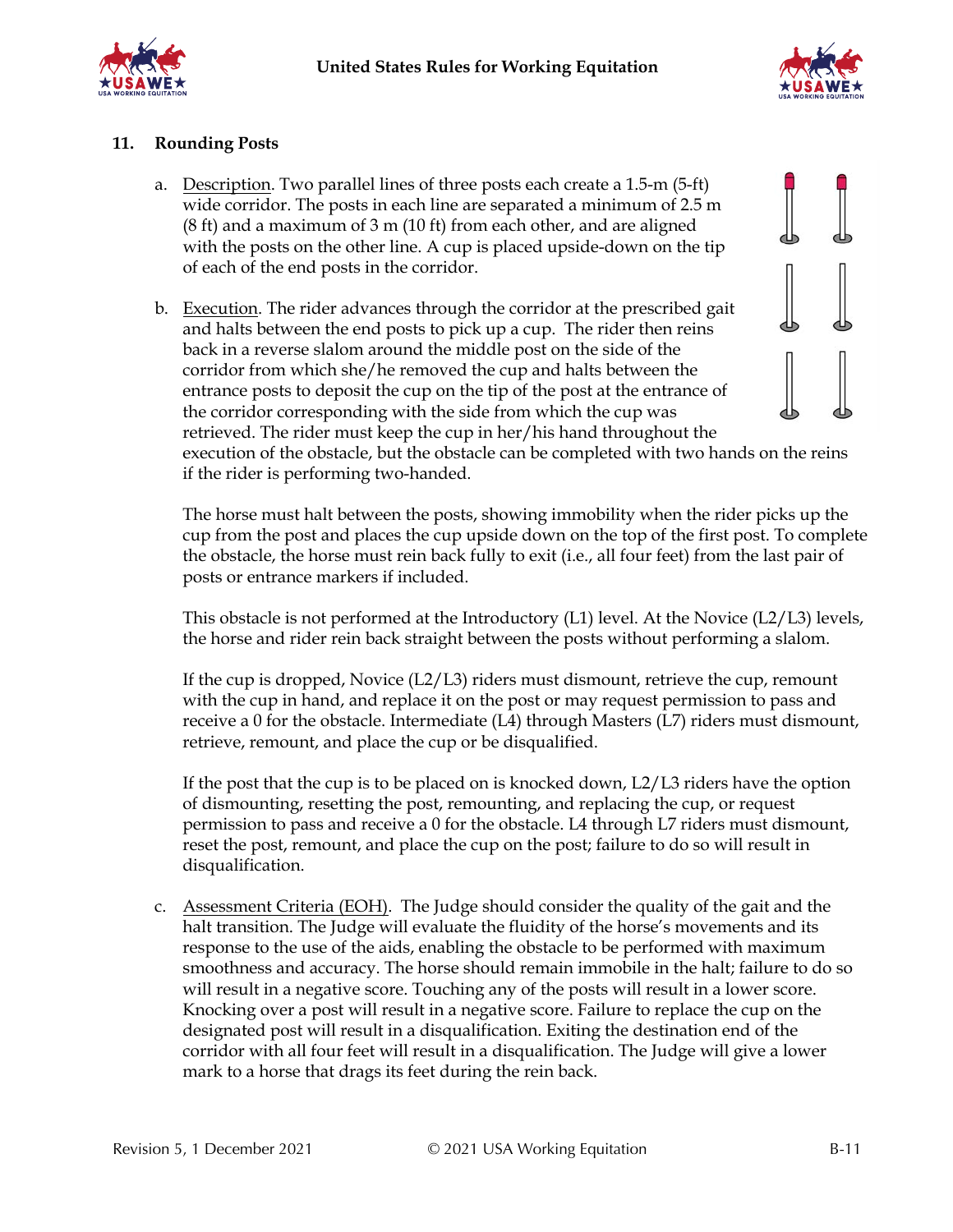## 11. Rounding Posts

a. Description. Two parallel lines of three posts each create a 1.5-m (5-ft) wide corridor. The posts in each line are separated a minimum of 2.5 m (8 ft) and a maximum of 3 m (10 ft) from each other, and are aligned with the posts on the other line. A cup is placed upside-down on the tip of each of the end posts in the corridor.

b. Execution. The rider advances through the corridor at the prescribed gait and halts between the end posts to pick up a cup. The rider then reins back in a reverse slalom around the middle post on the side of the corridor from which she/he removed the cup and halts between the entrance posts to deposit the cup on the tip of the post at the entrance of the corridor corresponding with the side from which the cup was retrieved. The rider must keep the cup in her/his hand throughout the execution of the obstacle, but the obstacle can be completed with two hands on the reins if the rider is performing two-handed.

   The horse must halt between the posts, showing immobility when the rider picks up the cup from the post and places the cup upside down on the top of the first post. To complete the obstacle, the horse must rein back fully to exit (i.e., all four feet) from the last pair of posts or entrance markers if included.

   This obstacle is not performed at the Introductory (L1) level. At the Novice (L2/L3) levels, the horse and rider rein back straight between the posts without performing a slalom.

   If the cup is dropped, Novice (L2/L3) riders must dismount, retrieve the cup, remount with the cup in hand, and replace it on the post or may request permission to pass and receive a 0 for the obstacle. Intermediate (L4) through Masters (L7) riders must dismount, retrieve, remount, and place the cup or be disqualified.

   If the post that the cup is to be placed on is knocked down, L2/L3 riders have the option of dismounting, resetting the post, remounting, and replacing the cup, or request permission to pass and receive a 0 for the obstacle. L4 through L7 riders must dismount, reset the post, remount, and place the cup on the post; failure to do so will result in disqualification.

c. Assessment Criteria (EOH). The Judge should consider the quality of the gait and the halt transition. The Judge will evaluate the fluidity of the horse's movements and its response to the use of the aids, enabling the obstacle to be performed with maximum smoothness and accuracy. The horse should remain immobile in the halt; failure to do so will result in a negative score. Touching any of the posts will result in a lower score. Knocking over a post will result in a negative score. Failure to replace the cup on the designated post will result in a disqualification. Exiting the destination end of the corridor with all four feet will result in a disqualification. The Judge will give a lower mark to a horse that drags its feet during the rein back.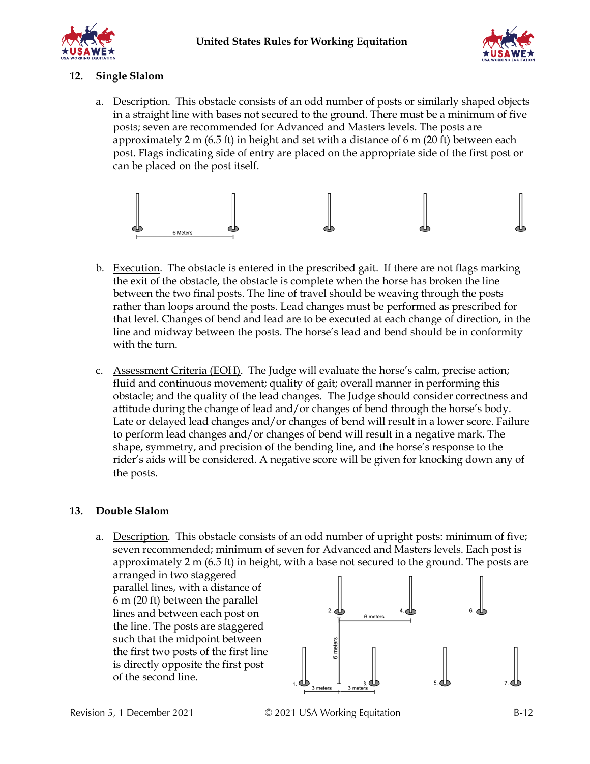## 12. Single Slalom

a. Description. This obstacle consists of an odd number of posts or similarly shaped objects in a straight line with bases not secured to the ground. There must be a minimum of five posts; seven are recommended for Advanced and Masters levels. The posts are approximately 2 m (6.5 ft) in height and set with a distance of 6 m (20 ft) between each post. Flags indicating side of entry are placed on the appropriate side of the first post or can be placed on the post itself.

b. Execution. The obstacle is entered in the prescribed gait. If there are not flags marking the exit of the obstacle, the obstacle is complete when the horse has broken the line between the two final posts. The line of travel should be weaving through the posts rather than loops around the posts. Lead changes must be performed as prescribed for that level. Changes of bend and lead are to be executed at each change of direction, in the line and midway between the posts. The horse's lead and bend should be in conformity with the turn.

c. Assessment Criteria (EOH). The Judge will evaluate the horse's calm, precise action; fluid and continuous movement; quality of gait; overall manner in performing this obstacle; and the quality of the lead changes. The Judge should consider correctness and attitude during the change of lead and/or changes of bend through the horse's body. Late or delayed lead changes and/or changes of bend will result in a lower score. Failure to perform lead changes and/or changes of bend will result in a negative mark. The shape, symmetry, and precision of the bending line, and the horse's response to the rider's aids will be considered. A negative score will be given for knocking down any of the posts.

## 13. Double Slalom

a. Description. This obstacle consists of an odd number of upright posts: minimum of five; seven recommended; minimum of seven for Advanced and Masters levels. Each post is approximately 2 m (6.5 ft) in height, with a base not secured to the ground. The posts are arranged in two staggered parallel lines, with a distance of 6 m (20 ft) between the parallel lines and between each post on the line. The posts are staggered such that the midpoint between the first two posts of the first line is directly opposite the first post of the second line.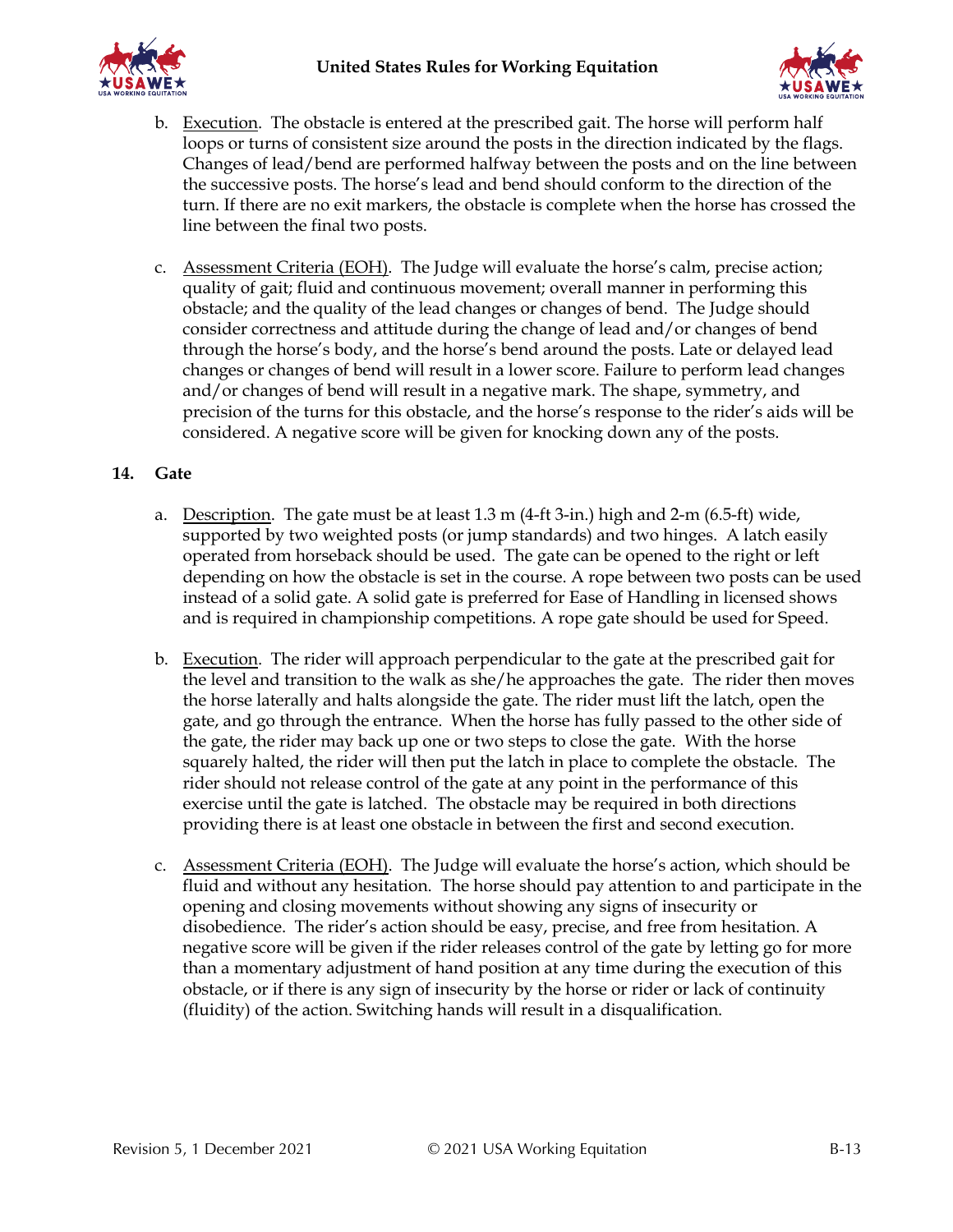b. Execution. The obstacle is entered at the prescribed gait. The horse will perform half loops or turns of consistent size around the posts in the direction indicated by the flags. Changes of lead/bend are performed halfway between the posts and on the line between the successive posts. The horse's lead and bend should conform to the direction of the turn. If there are no exit markers, the obstacle is complete when the horse has crossed the line between the final two posts.

c. Assessment Criteria (EOH). The Judge will evaluate the horse's calm, precise action; quality of gait; fluid and continuous movement; overall manner in performing this obstacle; and the quality of the lead changes or changes of bend. The Judge should consider correctness and attitude during the change of lead and/or changes of bend through the horse's body, and the horse's bend around the posts. Late or delayed lead changes or changes of bend will result in a lower score. Failure to perform lead changes and/or changes of bend will result in a negative mark. The shape, symmetry, and precision of the turns for this obstacle, and the horse's response to the rider's aids will be considered. A negative score will be given for knocking down any of the posts.

### 14. Gate

a. Description. The gate must be at least 1.3 m (4-ft 3-in.) high and 2-m (6.5-ft) wide, supported by two weighted posts (or jump standards) and two hinges. A latch easily operated from horseback should be used. The gate can be opened to the right or left depending on how the obstacle is set in the course. A rope between two posts can be used instead of a solid gate. A solid gate is preferred for Ease of Handling in licensed shows and is required in championship competitions. A rope gate should be used for Speed.

b. Execution. The rider will approach perpendicular to the gate at the prescribed gait for the level and transition to the walk as she/he approaches the gate. The rider then moves the horse laterally and halts alongside the gate. The rider must lift the latch, open the gate, and go through the entrance. When the horse has fully passed to the other side of the gate, the rider may back up one or two steps to close the gate. With the horse squarely halted, the rider will then put the latch in place to complete the obstacle. The rider should not release control of the gate at any point in the performance of this exercise until the gate is latched. The obstacle may be required in both directions providing there is at least one obstacle in between the first and second execution.

c. Assessment Criteria (EOH). The Judge will evaluate the horse's action, which should be fluid and without any hesitation. The horse should pay attention to and participate in the opening and closing movements without showing any signs of insecurity or disobedience. The rider's action should be easy, precise, and free from hesitation. A negative score will be given if the rider releases control of the gate by letting go for more than a momentary adjustment of hand position at any time during the execution of this obstacle, or if there is any sign of insecurity by the horse or rider or lack of continuity (fluidity) of the action. Switching hands will result in a disqualification.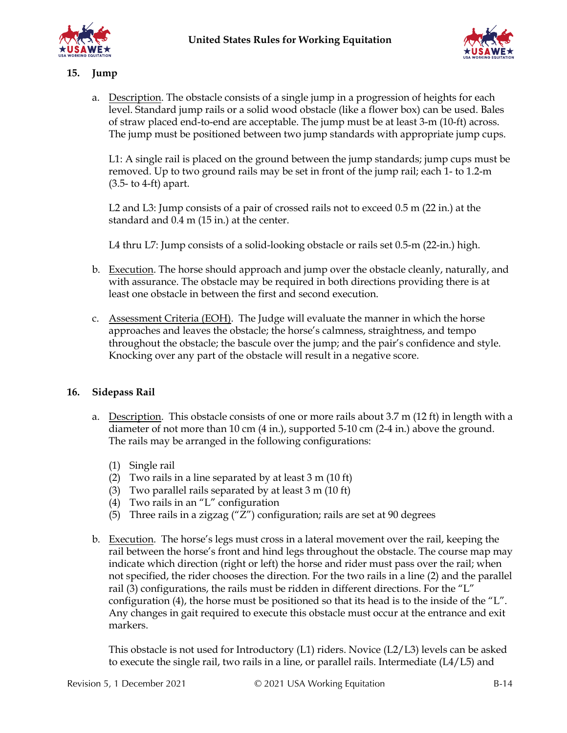## 15. Jump

a. Description. The obstacle consists of a single jump in a progression of heights for each level. Standard jump rails or a solid wood obstacle (like a flower box) can be used. Bales of straw placed end-to-end are acceptable. The jump must be at least 3-m (10-ft) across. The jump must be positioned between two jump standards with appropriate jump cups.

   L1: A single rail is placed on the ground between the jump standards; jump cups must be removed. Up to two ground rails may be set in front of the jump rail; each 1- to 1.2-m (3.5- to 4-ft) apart.

   L2 and L3: Jump consists of a pair of crossed rails not to exceed 0.5 m (22 in.) at the standard and 0.4 m (15 in.) at the center.

   L4 thru L7: Jump consists of a solid-looking obstacle or rails set 0.5-m (22-in.) high.

b. Execution. The horse should approach and jump over the obstacle cleanly, naturally, and with assurance. The obstacle may be required in both directions providing there is at least one obstacle in between the first and second execution.

c. Assessment Criteria (EOH). The Judge will evaluate the manner in which the horse approaches and leaves the obstacle; the horse's calmness, straightness, and tempo throughout the obstacle; the bascule over the jump; and the pair's confidence and style. Knocking over any part of the obstacle will result in a negative score.

## 16. Sidepass Rail

a. Description. This obstacle consists of one or more rails about 3.7 m (12 ft) in length with a diameter of not more than 10 cm (4 in.), supported 5-10 cm (2-4 in.) above the ground. The rails may be arranged in the following configurations:

   (1) Single rail
   (2) Two rails in a line separated by at least 3 m (10 ft)
   (3) Two parallel rails separated by at least 3 m (10 ft)
   (4) Two rails in an "L" configuration
   (5) Three rails in a zigzag ("Z") configuration; rails are set at 90 degrees

b. Execution. The horse's legs must cross in a lateral movement over the rail, keeping the rail between the horse's front and hind legs throughout the obstacle. The course map may indicate which direction (right or left) the horse and rider must pass over the rail; when not specified, the rider chooses the direction. For the two rails in a line (2) and the parallel rail (3) configurations, the rails must be ridden in different directions. For the "L" configuration (4), the horse must be positioned so that its head is to the inside of the "L". Any changes in gait required to execute this obstacle must occur at the entrance and exit markers.

   This obstacle is not used for Introductory (L1) riders. Novice (L2/L3) levels can be asked to execute the single rail, two rails in a line, or parallel rails. Intermediate (L4/L5) and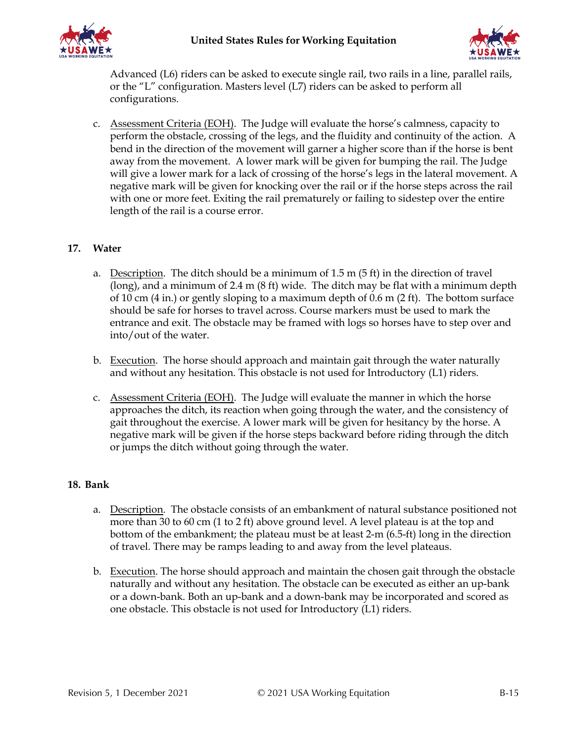Advanced (L6) riders can be asked to execute single rail, two rails in a line, parallel rails, or the "L" configuration. Masters level (L7) riders can be asked to perform all configurations.

c. Assessment Criteria (EOH). The Judge will evaluate the horse's calmness, capacity to perform the obstacle, crossing of the legs, and the fluidity and continuity of the action. A bend in the direction of the movement will garner a higher score than if the horse is bent away from the movement. A lower mark will be given for bumping the rail. The Judge will give a lower mark for a lack of crossing of the horse's legs in the lateral movement. A negative mark will be given for knocking over the rail or if the horse steps across the rail with one or more feet. Exiting the rail prematurely or failing to sidestep over the entire length of the rail is a course error.

**17. Water**

a. Description. The ditch should be a minimum of 1.5 m (5 ft) in the direction of travel (long), and a minimum of 2.4 m (8 ft) wide. The ditch may be flat with a minimum depth of 10 cm (4 in.) or gently sloping to a maximum depth of 0.6 m (2 ft). The bottom surface should be safe for horses to travel across. Course markers must be used to mark the entrance and exit. The obstacle may be framed with logs so horses have to step over and into/out of the water.

b. Execution. The horse should approach and maintain gait through the water naturally and without any hesitation. This obstacle is not used for Introductory (L1) riders.

c. Assessment Criteria (EOH). The Judge will evaluate the manner in which the horse approaches the ditch, its reaction when going through the water, and the consistency of gait throughout the exercise. A lower mark will be given for hesitancy by the horse. A negative mark will be given if the horse steps backward before riding through the ditch or jumps the ditch without going through the water.

**18. Bank**

a. Description. The obstacle consists of an embankment of natural substance positioned not more than 30 to 60 cm (1 to 2 ft) above ground level. A level plateau is at the top and bottom of the embankment; the plateau must be at least 2-m (6.5-ft) long in the direction of travel. There may be ramps leading to and away from the level plateaus.

b. Execution. The horse should approach and maintain the chosen gait through the obstacle naturally and without any hesitation. The obstacle can be executed as either an up-bank or a down-bank. Both an up-bank and a down-bank may be incorporated and scored as one obstacle. This obstacle is not used for Introductory (L1) riders.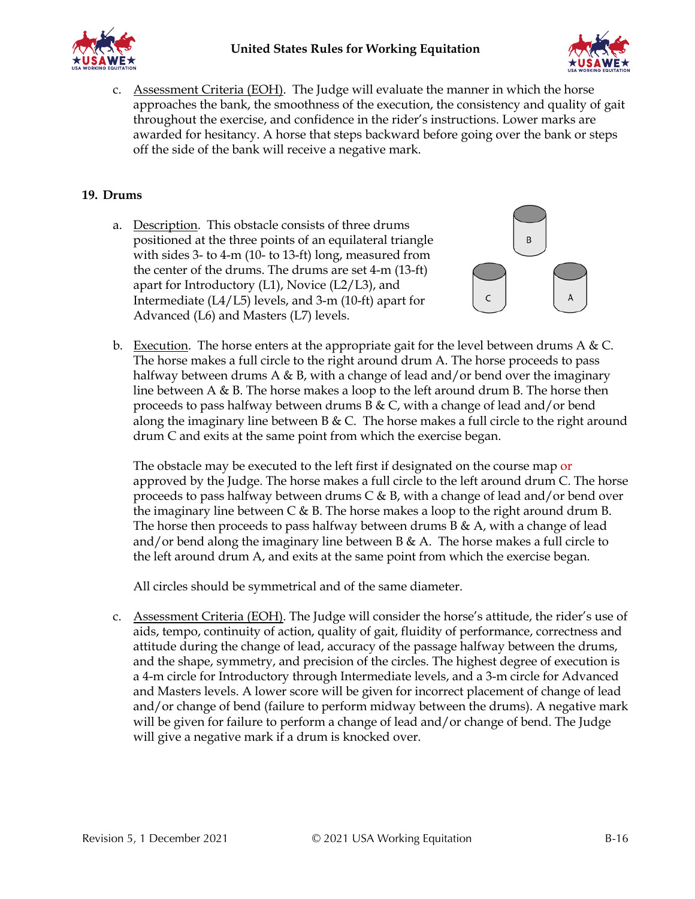c. Assessment Criteria (EOH). The Judge will evaluate the manner in which the horse approaches the bank, the smoothness of the execution, the consistency and quality of gait throughout the exercise, and confidence in the rider's instructions. Lower marks are awarded for hesitancy. A horse that steps backward before going over the bank or steps off the side of the bank will receive a negative mark.

## 19. Drums

a. Description. This obstacle consists of three drums positioned at the three points of an equilateral triangle with sides 3- to 4-m (10- to 13-ft) long, measured from the center of the drums. The drums are set 4-m (13-ft) apart for Introductory (L1), Novice (L2/L3), and Intermediate (L4/L5) levels, and 3-m (10-ft) apart for Advanced (L6) and Masters (L7) levels.

b. Execution. The horse enters at the appropriate gait for the level between drums A & C. The horse makes a full circle to the right around drum A. The horse proceeds to pass halfway between drums A & B, with a change of lead and/or bend over the imaginary line between A & B. The horse makes a loop to the left around drum B. The horse then proceeds to pass halfway between drums B & C, with a change of lead and/or bend along the imaginary line between B & C. The horse makes a full circle to the right around drum C and exits at the same point from which the exercise began.

The obstacle may be executed to the left first if designated on the course map or approved by the Judge. The horse makes a full circle to the left around drum C. The horse proceeds to pass halfway between drums C & B, with a change of lead and/or bend over the imaginary line between C & B. The horse makes a loop to the right around drum B. The horse then proceeds to pass halfway between drums B & A, with a change of lead and/or bend along the imaginary line between B & A. The horse makes a full circle to the left around drum A, and exits at the same point from which the exercise began.

All circles should be symmetrical and of the same diameter.

c. Assessment Criteria (EOH). The Judge will consider the horse's attitude, the rider's use of aids, tempo, continuity of action, quality of gait, fluidity of performance, correctness and attitude during the change of lead, accuracy of the passage halfway between the drums, and the shape, symmetry, and precision of the circles. The highest degree of execution is a 4-m circle for Introductory through Intermediate levels, and a 3-m circle for Advanced and Masters levels. A lower score will be given for incorrect placement of change of lead and/or change of bend (failure to perform midway between the drums). A negative mark will be given for failure to perform a change of lead and/or change of bend. The Judge will give a negative mark if a drum is knocked over.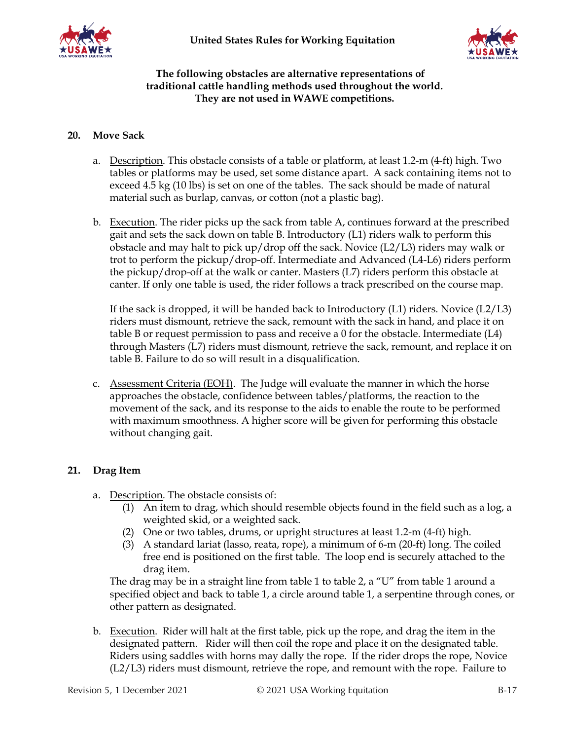**The following obstacles are alternative representations of traditional cattle handling methods used throughout the world. They are not used in WAWE competitions.**

## 20. Move Sack

a. Description. This obstacle consists of a table or platform, at least 1.2-m (4-ft) high. Two tables or platforms may be used, set some distance apart. A sack containing items not to exceed 4.5 kg (10 lbs) is set on one of the tables. The sack should be made of natural material such as burlap, canvas, or cotton (not a plastic bag).

b. Execution. The rider picks up the sack from table A, continues forward at the prescribed gait and sets the sack down on table B. Introductory (L1) riders walk to perform this obstacle and may halt to pick up/drop off the sack. Novice (L2/L3) riders may walk or trot to perform the pickup/drop-off. Intermediate and Advanced (L4-L6) riders perform the pickup/drop-off at the walk or canter. Masters (L7) riders perform this obstacle at canter. If only one table is used, the rider follows a track prescribed on the course map.

   If the sack is dropped, it will be handed back to Introductory (L1) riders. Novice (L2/L3) riders must dismount, retrieve the sack, remount with the sack in hand, and place it on table B or request permission to pass and receive a 0 for the obstacle. Intermediate (L4) through Masters (L7) riders must dismount, retrieve the sack, remount, and replace it on table B. Failure to do so will result in a disqualification.

c. Assessment Criteria (EOH). The Judge will evaluate the manner in which the horse approaches the obstacle, confidence between tables/platforms, the reaction to the movement of the sack, and its response to the aids to enable the route to be performed with maximum smoothness. A higher score will be given for performing this obstacle without changing gait.

## 21. Drag Item

a. Description. The obstacle consists of:
   1. (1) An item to drag, which should resemble objects found in the field such as a log, a weighted skid, or a weighted sack.
   2. (2) One or two tables, drums, or upright structures at least 1.2-m (4-ft) high.
   3. (3) A standard lariat (lasso, reata, rope), a minimum of 6-m (20-ft) long. The coiled free end is positioned on the first table. The loop end is securely attached to the drag item.

   The drag may be in a straight line from table 1 to table 2, a "U" from table 1 around a specified object and back to table 1, a circle around table 1, a serpentine through cones, or other pattern as designated.

b. Execution. Rider will halt at the first table, pick up the rope, and drag the item in the designated pattern. Rider will then coil the rope and place it on the designated table. Riders using saddles with horns may dally the rope. If the rider drops the rope, Novice (L2/L3) riders must dismount, retrieve the rope, and remount with the rope. Failure to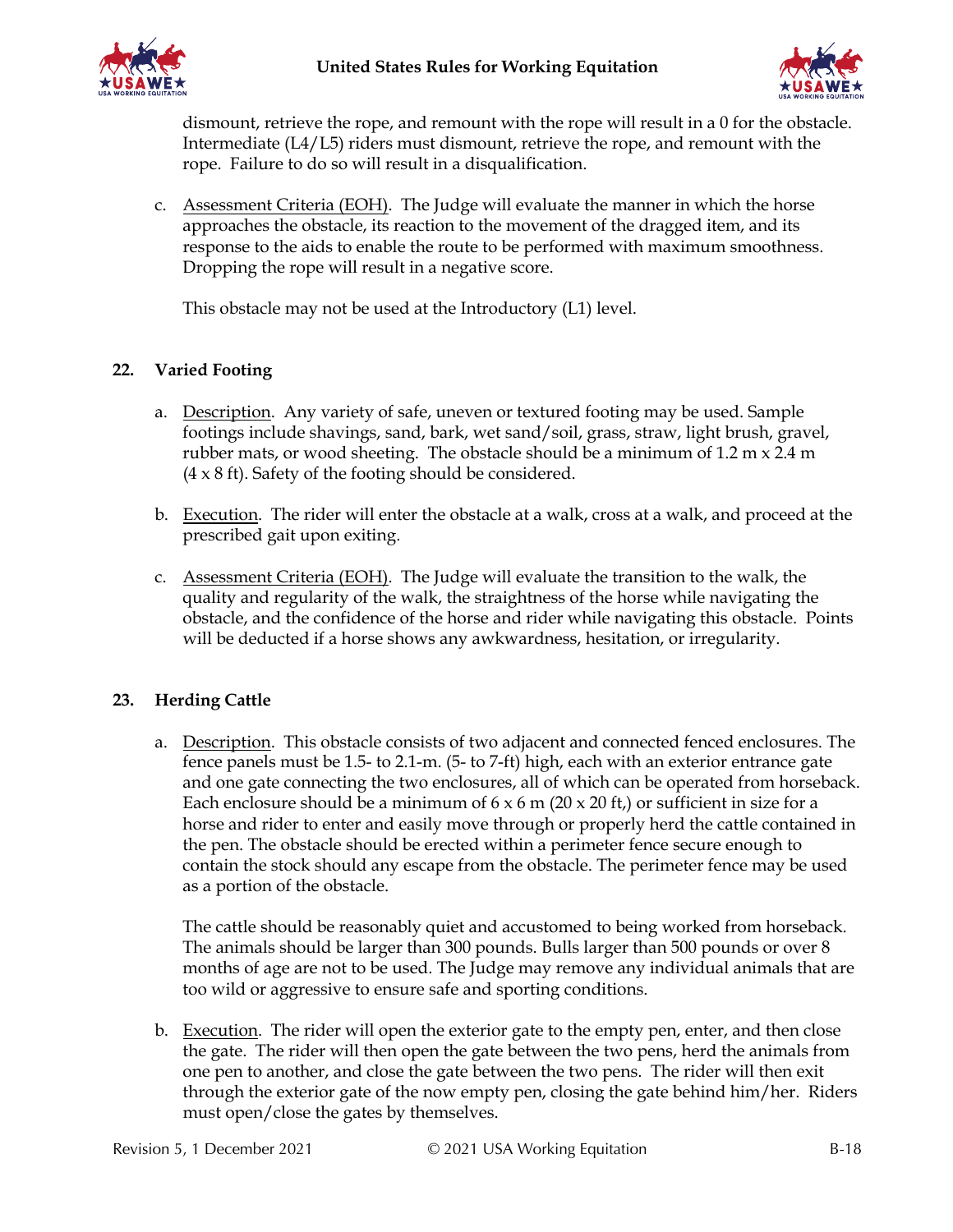dismount, retrieve the rope, and remount with the rope will result in a 0 for the obstacle. Intermediate (L4/L5) riders must dismount, retrieve the rope, and remount with the rope. Failure to do so will result in a disqualification.

c. Assessment Criteria (EOH). The Judge will evaluate the manner in which the horse approaches the obstacle, its reaction to the movement of the dragged item, and its response to the aids to enable the route to be performed with maximum smoothness. Dropping the rope will result in a negative score.

   This obstacle may not be used at the Introductory (L1) level.

## 22. Varied Footing

a. Description. Any variety of safe, uneven or textured footing may be used. Sample footings include shavings, sand, bark, wet sand/soil, grass, straw, light brush, gravel, rubber mats, or wood sheeting. The obstacle should be a minimum of 1.2 m x 2.4 m (4 x 8 ft). Safety of the footing should be considered.

b. Execution. The rider will enter the obstacle at a walk, cross at a walk, and proceed at the prescribed gait upon exiting.

c. Assessment Criteria (EOH). The Judge will evaluate the transition to the walk, the quality and regularity of the walk, the straightness of the horse while navigating the obstacle, and the confidence of the horse and rider while navigating this obstacle. Points will be deducted if a horse shows any awkwardness, hesitation, or irregularity.

## 23. Herding Cattle

a. Description. This obstacle consists of two adjacent and connected fenced enclosures. The fence panels must be 1.5- to 2.1-m. (5- to 7-ft) high, each with an exterior entrance gate and one gate connecting the two enclosures, all of which can be operated from horseback. Each enclosure should be a minimum of 6 x 6 m (20 x 20 ft,) or sufficient in size for a horse and rider to enter and easily move through or properly herd the cattle contained in the pen. The obstacle should be erected within a perimeter fence secure enough to contain the stock should any escape from the obstacle. The perimeter fence may be used as a portion of the obstacle.

   The cattle should be reasonably quiet and accustomed to being worked from horseback. The animals should be larger than 300 pounds. Bulls larger than 500 pounds or over 8 months of age are not to be used. The Judge may remove any individual animals that are too wild or aggressive to ensure safe and sporting conditions.

b. Execution. The rider will open the exterior gate to the empty pen, enter, and then close the gate. The rider will then open the gate between the two pens, herd the animals from one pen to another, and close the gate between the two pens. The rider will then exit through the exterior gate of the now empty pen, closing the gate behind him/her. Riders must open/close the gates by themselves.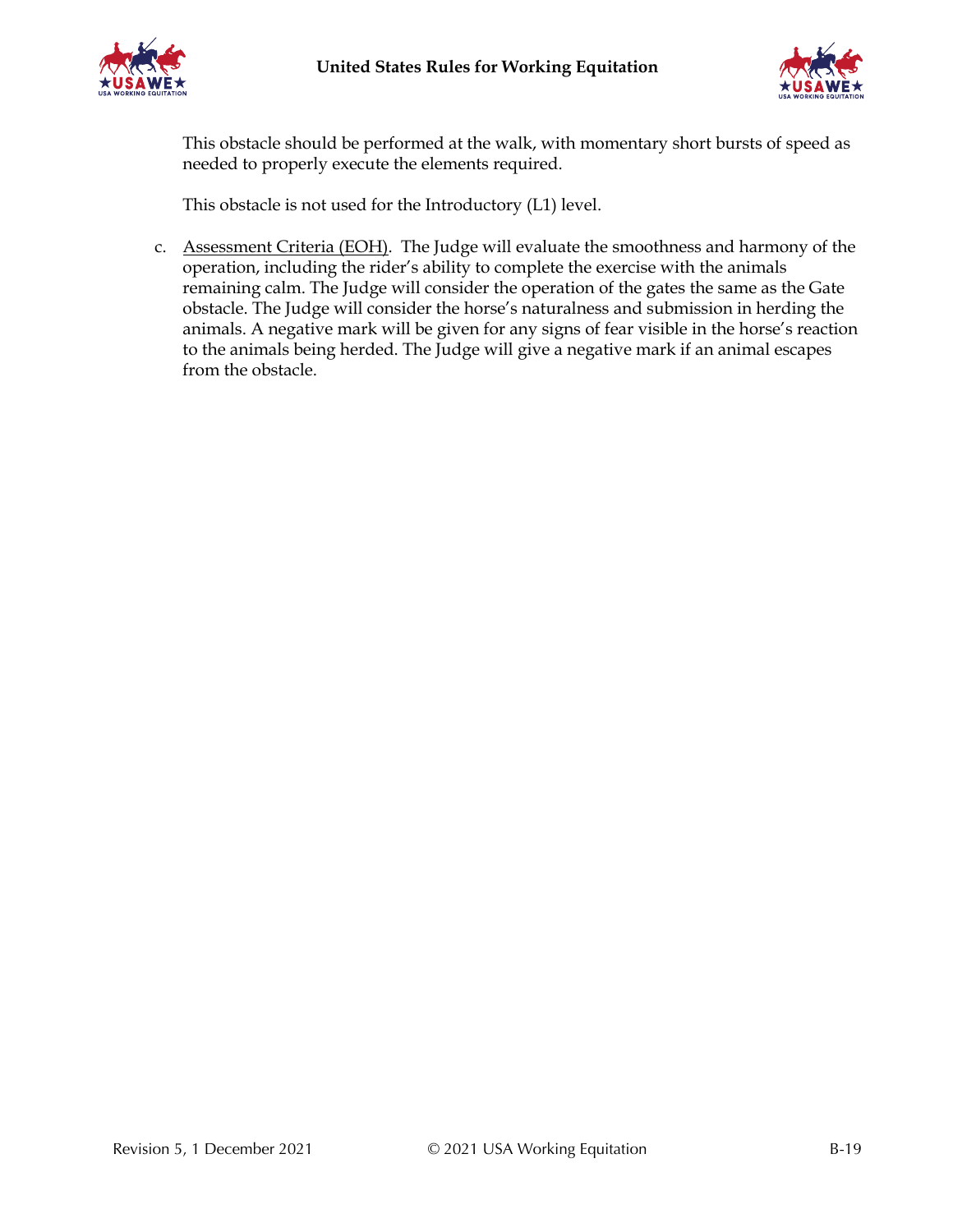This obstacle should be performed at the walk, with momentary short bursts of speed as needed to properly execute the elements required.

This obstacle is not used for the Introductory (L1) level.

c. Assessment Criteria (EOH). The Judge will evaluate the smoothness and harmony of the operation, including the rider's ability to complete the exercise with the animals remaining calm. The Judge will consider the operation of the gates the same as the Gate obstacle. The Judge will consider the horse's naturalness and submission in herding the animals. A negative mark will be given for any signs of fear visible in the horse's reaction to the animals being herded. The Judge will give a negative mark if an animal escapes from the obstacle.